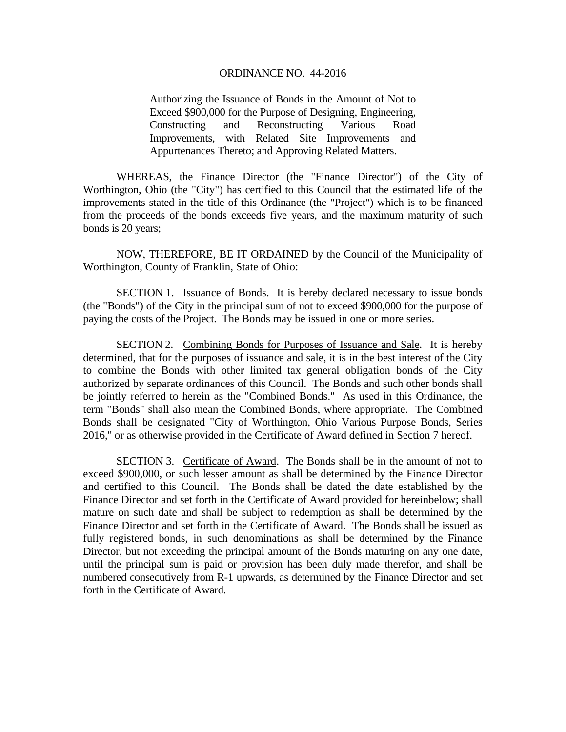# ORDINANCE NO. 44-2016

Authorizing the Issuance of Bonds in the Amount of Not to Exceed $900,000 for the Purpose of Designing, Engineering, Constructing and Reconstructing Various Road Improvements, with Related Site Improvements and Appurtenances Thereto; and Approving Related Matters.

WHEREAS, the Finance Director (the "Finance Director") of the City of Worthington, Ohio (the "City") has certified to this Council that the estimated life of the improvements stated in the title of this Ordinance (the "Project") which is to be financed from the proceeds of the bonds exceeds five years, and the maximum maturity of such bonds is 20 years;

NOW, THEREFORE, BE IT ORDAINED by the Council of the Municipality of Worthington, County of Franklin, State of Ohio:

SECTION 1. Issuance of Bonds. It is hereby declared necessary to issue bonds (the "Bonds") of the City in the principal sum of not to exceed $900,000 for the purpose of paying the costs of the Project. The Bonds may be issued in one or more series.

SECTION 2. Combining Bonds for Purposes of Issuance and Sale. It is hereby determined, that for the purposes of issuance and sale, it is in the best interest of the City to combine the Bonds with other limited tax general obligation bonds of the City authorized by separate ordinances of this Council. The Bonds and such other bonds shall be jointly referred to herein as the "Combined Bonds." As used in this Ordinance, the term "Bonds" shall also mean the Combined Bonds, where appropriate. The Combined Bonds shall be designated "City of Worthington, Ohio Various Purpose Bonds, Series 2016," or as otherwise provided in the Certificate of Award defined in Section 7 hereof.

SECTION 3. Certificate of Award. The Bonds shall be in the amount of not to exceed $900,000, or such lesser amount as shall be determined by the Finance Director and certified to this Council. The Bonds shall be dated the date established by the Finance Director and set forth in the Certificate of Award provided for hereinbelow; shall mature on such date and shall be subject to redemption as shall be determined by the Finance Director and set forth in the Certificate of Award. The Bonds shall be issued as fully registered bonds, in such denominations as shall be determined by the Finance Director, but not exceeding the principal amount of the Bonds maturing on any one date, until the principal sum is paid or provision has been duly made therefor, and shall be numbered consecutively from R-1 upwards, as determined by the Finance Director and set forth in the Certificate of Award.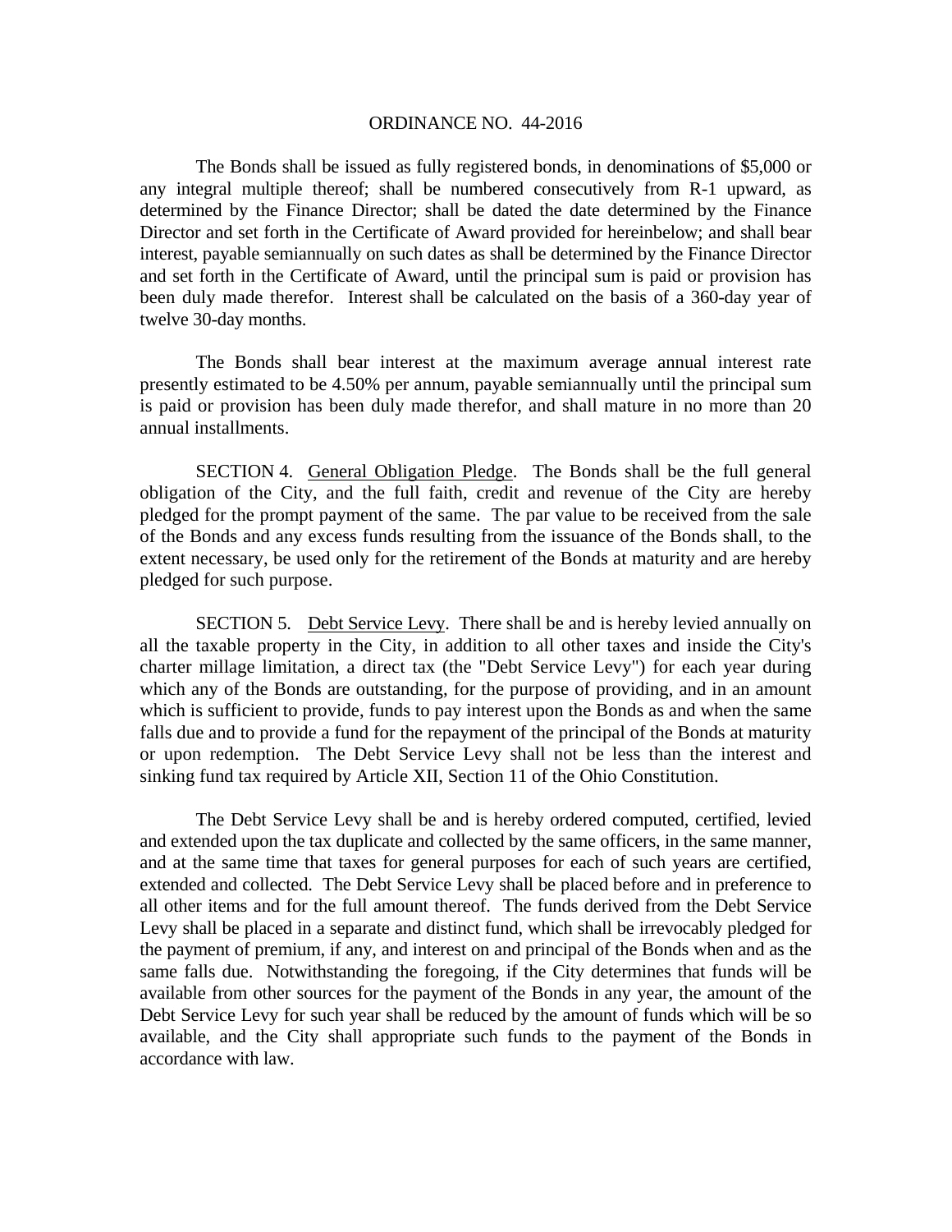The Bonds shall be issued as fully registered bonds, in denominations of $5,000 or any integral multiple thereof; shall be numbered consecutively from R-1 upward, as determined by the Finance Director; shall be dated the date determined by the Finance Director and set forth in the Certificate of Award provided for hereinbelow; and shall bear interest, payable semiannually on such dates as shall be determined by the Finance Director and set forth in the Certificate of Award, until the principal sum is paid or provision has been duly made therefor. Interest shall be calculated on the basis of a 360-day year of twelve 30-day months.

The Bonds shall bear interest at the maximum average annual interest rate presently estimated to be 4.50% per annum, payable semiannually until the principal sum is paid or provision has been duly made therefor, and shall mature in no more than 20 annual installments.

SECTION 4. General Obligation Pledge. The Bonds shall be the full general obligation of the City, and the full faith, credit and revenue of the City are hereby pledged for the prompt payment of the same. The par value to be received from the sale of the Bonds and any excess funds resulting from the issuance of the Bonds shall, to the extent necessary, be used only for the retirement of the Bonds at maturity and are hereby pledged for such purpose.

SECTION 5. Debt Service Levy. There shall be and is hereby levied annually on all the taxable property in the City, in addition to all other taxes and inside the City's charter millage limitation, a direct tax (the "Debt Service Levy") for each year during which any of the Bonds are outstanding, for the purpose of providing, and in an amount which is sufficient to provide, funds to pay interest upon the Bonds as and when the same falls due and to provide a fund for the repayment of the principal of the Bonds at maturity or upon redemption. The Debt Service Levy shall not be less than the interest and sinking fund tax required by Article XII, Section 11 of the Ohio Constitution.

The Debt Service Levy shall be and is hereby ordered computed, certified, levied and extended upon the tax duplicate and collected by the same officers, in the same manner, and at the same time that taxes for general purposes for each of such years are certified, extended and collected. The Debt Service Levy shall be placed before and in preference to all other items and for the full amount thereof. The funds derived from the Debt Service Levy shall be placed in a separate and distinct fund, which shall be irrevocably pledged for the payment of premium, if any, and interest on and principal of the Bonds when and as the same falls due. Notwithstanding the foregoing, if the City determines that funds will be available from other sources for the payment of the Bonds in any year, the amount of the Debt Service Levy for such year shall be reduced by the amount of funds which will be so available, and the City shall appropriate such funds to the payment of the Bonds in accordance with law.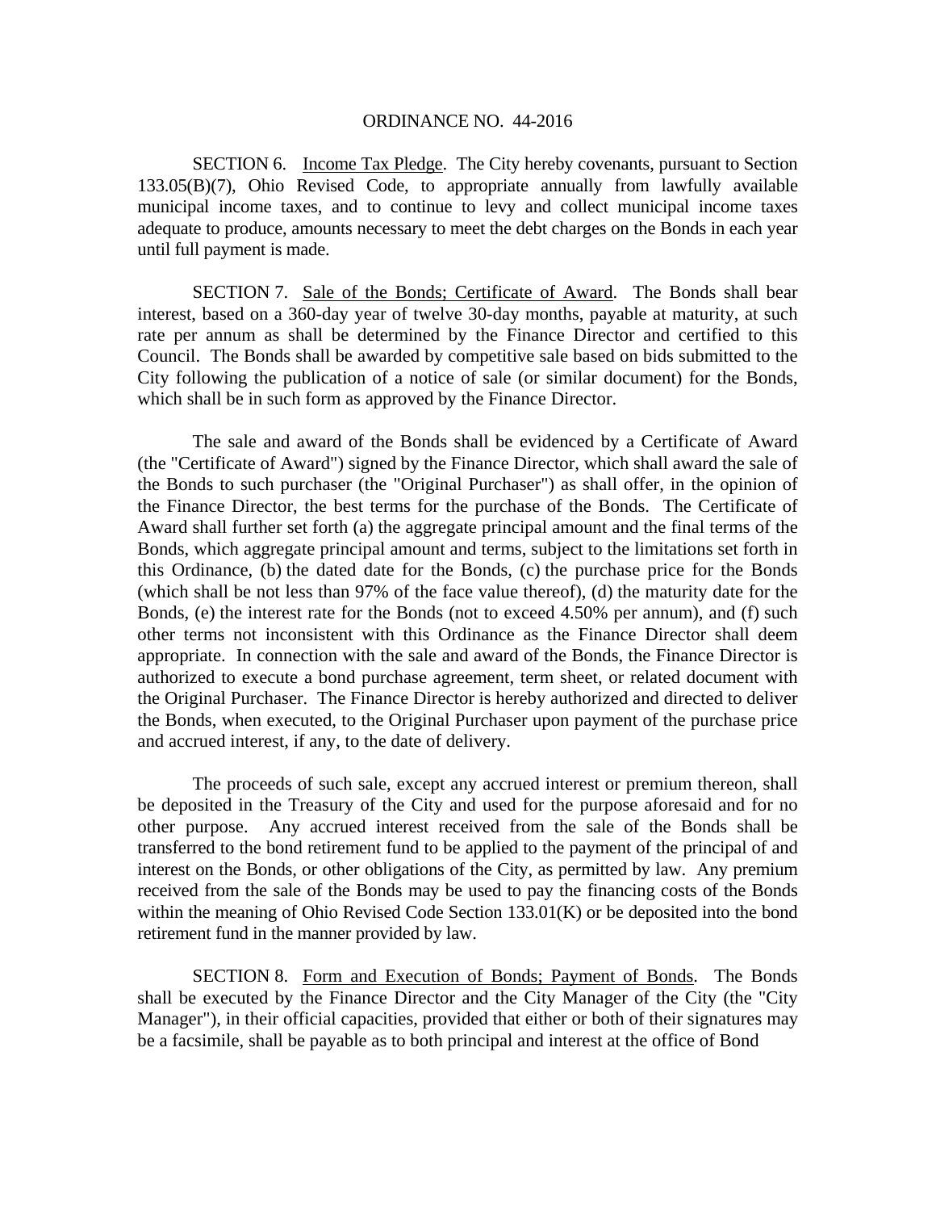ORDINANCE NO. 44-2016

SECTION 6. Income Tax Pledge. The City hereby covenants, pursuant to Section 133.05(B)(7), Ohio Revised Code, to appropriate annually from lawfully available municipal income taxes, and to continue to levy and collect municipal income taxes adequate to produce, amounts necessary to meet the debt charges on the Bonds in each year until full payment is made.

SECTION 7. Sale of the Bonds; Certificate of Award. The Bonds shall bear interest, based on a 360-day year of twelve 30-day months, payable at maturity, at such rate per annum as shall be determined by the Finance Director and certified to this Council. The Bonds shall be awarded by competitive sale based on bids submitted to the City following the publication of a notice of sale (or similar document) for the Bonds, which shall be in such form as approved by the Finance Director.

The sale and award of the Bonds shall be evidenced by a Certificate of Award (the "Certificate of Award") signed by the Finance Director, which shall award the sale of the Bonds to such purchaser (the "Original Purchaser") as shall offer, in the opinion of the Finance Director, the best terms for the purchase of the Bonds. The Certificate of Award shall further set forth (a) the aggregate principal amount and the final terms of the Bonds, which aggregate principal amount and terms, subject to the limitations set forth in this Ordinance, (b) the dated date for the Bonds, (c) the purchase price for the Bonds (which shall be not less than 97% of the face value thereof), (d) the maturity date for the Bonds, (e) the interest rate for the Bonds (not to exceed 4.50% per annum), and (f) such other terms not inconsistent with this Ordinance as the Finance Director shall deem appropriate. In connection with the sale and award of the Bonds, the Finance Director is authorized to execute a bond purchase agreement, term sheet, or related document with the Original Purchaser. The Finance Director is hereby authorized and directed to deliver the Bonds, when executed, to the Original Purchaser upon payment of the purchase price and accrued interest, if any, to the date of delivery.

The proceeds of such sale, except any accrued interest or premium thereon, shall be deposited in the Treasury of the City and used for the purpose aforesaid and for no other purpose. Any accrued interest received from the sale of the Bonds shall be transferred to the bond retirement fund to be applied to the payment of the principal of and interest on the Bonds, or other obligations of the City, as permitted by law. Any premium received from the sale of the Bonds may be used to pay the financing costs of the Bonds within the meaning of Ohio Revised Code Section 133.01(K) or be deposited into the bond retirement fund in the manner provided by law.

SECTION 8. Form and Execution of Bonds; Payment of Bonds. The Bonds shall be executed by the Finance Director and the City Manager of the City (the "City Manager"), in their official capacities, provided that either or both of their signatures may be a facsimile, shall be payable as to both principal and interest at the office of Bond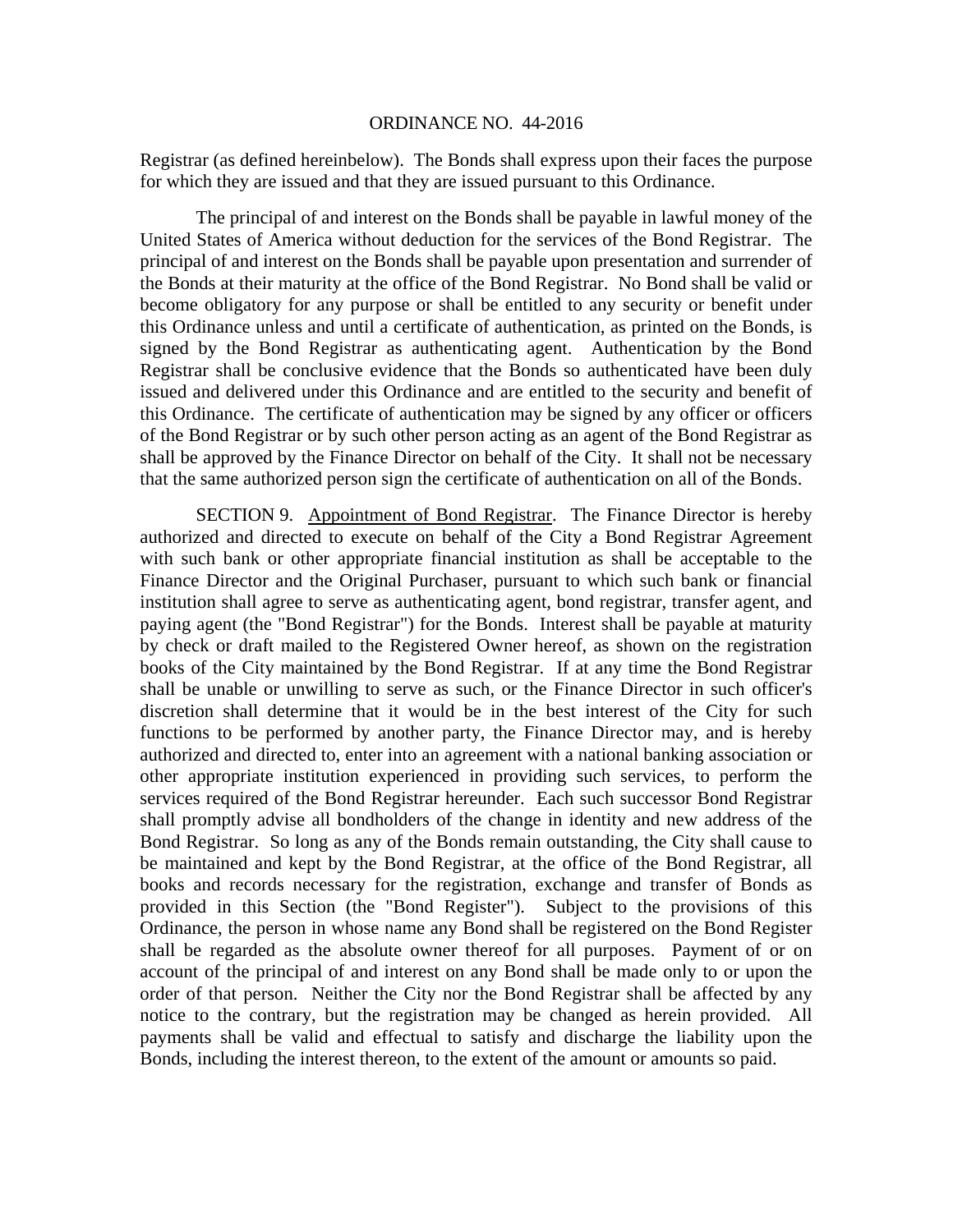Registrar (as defined hereinbelow). The Bonds shall express upon their faces the purpose for which they are issued and that they are issued pursuant to this Ordinance.

The principal of and interest on the Bonds shall be payable in lawful money of the United States of America without deduction for the services of the Bond Registrar. The principal of and interest on the Bonds shall be payable upon presentation and surrender of the Bonds at their maturity at the office of the Bond Registrar. No Bond shall be valid or become obligatory for any purpose or shall be entitled to any security or benefit under this Ordinance unless and until a certificate of authentication, as printed on the Bonds, is signed by the Bond Registrar as authenticating agent. Authentication by the Bond Registrar shall be conclusive evidence that the Bonds so authenticated have been duly issued and delivered under this Ordinance and are entitled to the security and benefit of this Ordinance. The certificate of authentication may be signed by any officer or officers of the Bond Registrar or by such other person acting as an agent of the Bond Registrar as shall be approved by the Finance Director on behalf of the City. It shall not be necessary that the same authorized person sign the certificate of authentication on all of the Bonds.

SECTION 9. Appointment of Bond Registrar. The Finance Director is hereby authorized and directed to execute on behalf of the City a Bond Registrar Agreement with such bank or other appropriate financial institution as shall be acceptable to the Finance Director and the Original Purchaser, pursuant to which such bank or financial institution shall agree to serve as authenticating agent, bond registrar, transfer agent, and paying agent (the "Bond Registrar") for the Bonds. Interest shall be payable at maturity by check or draft mailed to the Registered Owner hereof, as shown on the registration books of the City maintained by the Bond Registrar. If at any time the Bond Registrar shall be unable or unwilling to serve as such, or the Finance Director in such officer's discretion shall determine that it would be in the best interest of the City for such functions to be performed by another party, the Finance Director may, and is hereby authorized and directed to, enter into an agreement with a national banking association or other appropriate institution experienced in providing such services, to perform the services required of the Bond Registrar hereunder. Each such successor Bond Registrar shall promptly advise all bondholders of the change in identity and new address of the Bond Registrar. So long as any of the Bonds remain outstanding, the City shall cause to be maintained and kept by the Bond Registrar, at the office of the Bond Registrar, all books and records necessary for the registration, exchange and transfer of Bonds as provided in this Section (the "Bond Register"). Subject to the provisions of this Ordinance, the person in whose name any Bond shall be registered on the Bond Register shall be regarded as the absolute owner thereof for all purposes. Payment of or on account of the principal of and interest on any Bond shall be made only to or upon the order of that person. Neither the City nor the Bond Registrar shall be affected by any notice to the contrary, but the registration may be changed as herein provided. All payments shall be valid and effectual to satisfy and discharge the liability upon the Bonds, including the interest thereon, to the extent of the amount or amounts so paid.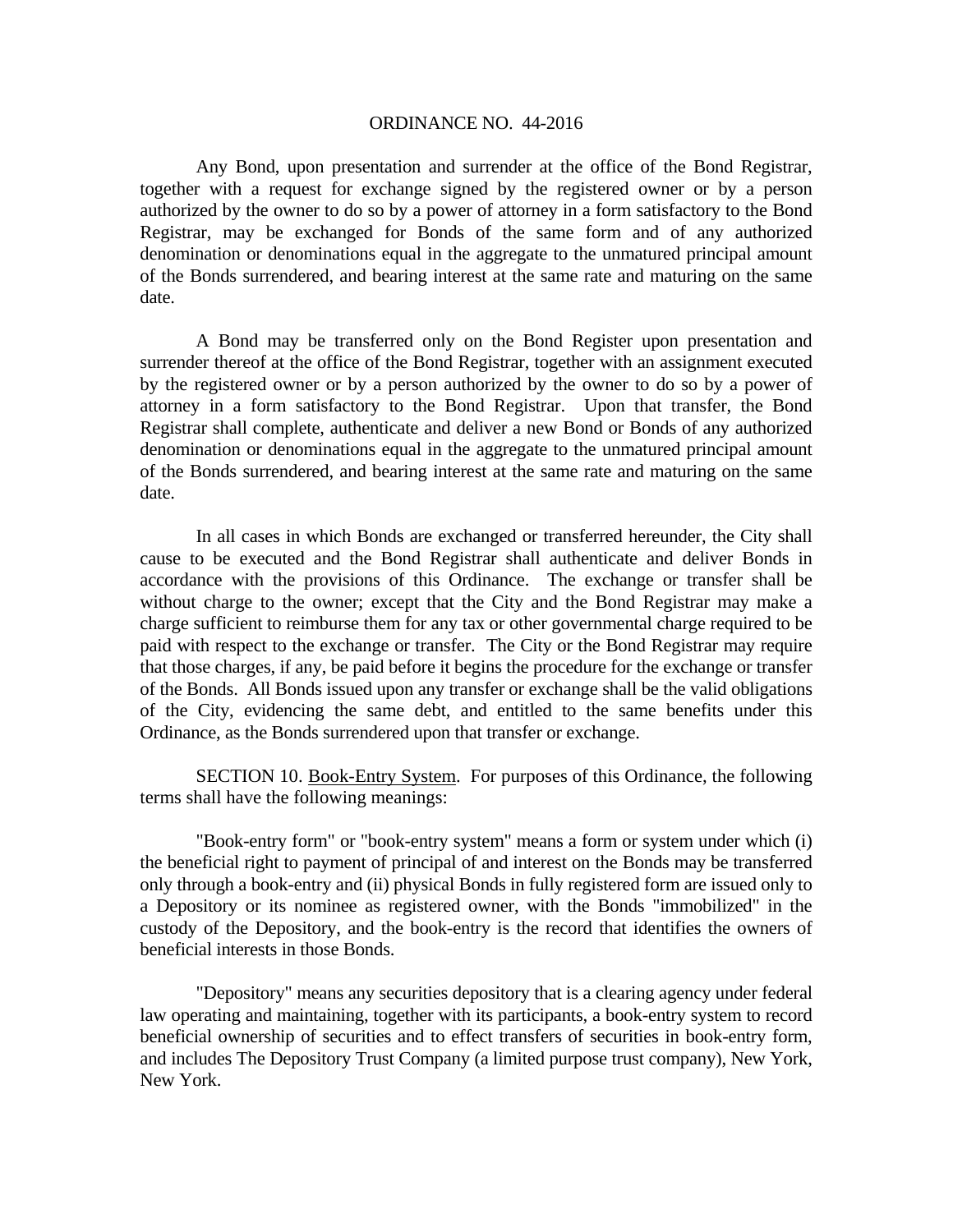ORDINANCE NO. 44-2016

Any Bond, upon presentation and surrender at the office of the Bond Registrar, together with a request for exchange signed by the registered owner or by a person authorized by the owner to do so by a power of attorney in a form satisfactory to the Bond Registrar, may be exchanged for Bonds of the same form and of any authorized denomination or denominations equal in the aggregate to the unmatured principal amount of the Bonds surrendered, and bearing interest at the same rate and maturing on the same date.

A Bond may be transferred only on the Bond Register upon presentation and surrender thereof at the office of the Bond Registrar, together with an assignment executed by the registered owner or by a person authorized by the owner to do so by a power of attorney in a form satisfactory to the Bond Registrar. Upon that transfer, the Bond Registrar shall complete, authenticate and deliver a new Bond or Bonds of any authorized denomination or denominations equal in the aggregate to the unmatured principal amount of the Bonds surrendered, and bearing interest at the same rate and maturing on the same date.

In all cases in which Bonds are exchanged or transferred hereunder, the City shall cause to be executed and the Bond Registrar shall authenticate and deliver Bonds in accordance with the provisions of this Ordinance. The exchange or transfer shall be without charge to the owner; except that the City and the Bond Registrar may make a charge sufficient to reimburse them for any tax or other governmental charge required to be paid with respect to the exchange or transfer. The City or the Bond Registrar may require that those charges, if any, be paid before it begins the procedure for the exchange or transfer of the Bonds. All Bonds issued upon any transfer or exchange shall be the valid obligations of the City, evidencing the same debt, and entitled to the same benefits under this Ordinance, as the Bonds surrendered upon that transfer or exchange.

SECTION 10. Book-Entry System. For purposes of this Ordinance, the following terms shall have the following meanings:

"Book-entry form" or "book-entry system" means a form or system under which (i) the beneficial right to payment of principal of and interest on the Bonds may be transferred only through a book-entry and (ii) physical Bonds in fully registered form are issued only to a Depository or its nominee as registered owner, with the Bonds "immobilized" in the custody of the Depository, and the book-entry is the record that identifies the owners of beneficial interests in those Bonds.

"Depository" means any securities depository that is a clearing agency under federal law operating and maintaining, together with its participants, a book-entry system to record beneficial ownership of securities and to effect transfers of securities in book-entry form, and includes The Depository Trust Company (a limited purpose trust company), New York, New York.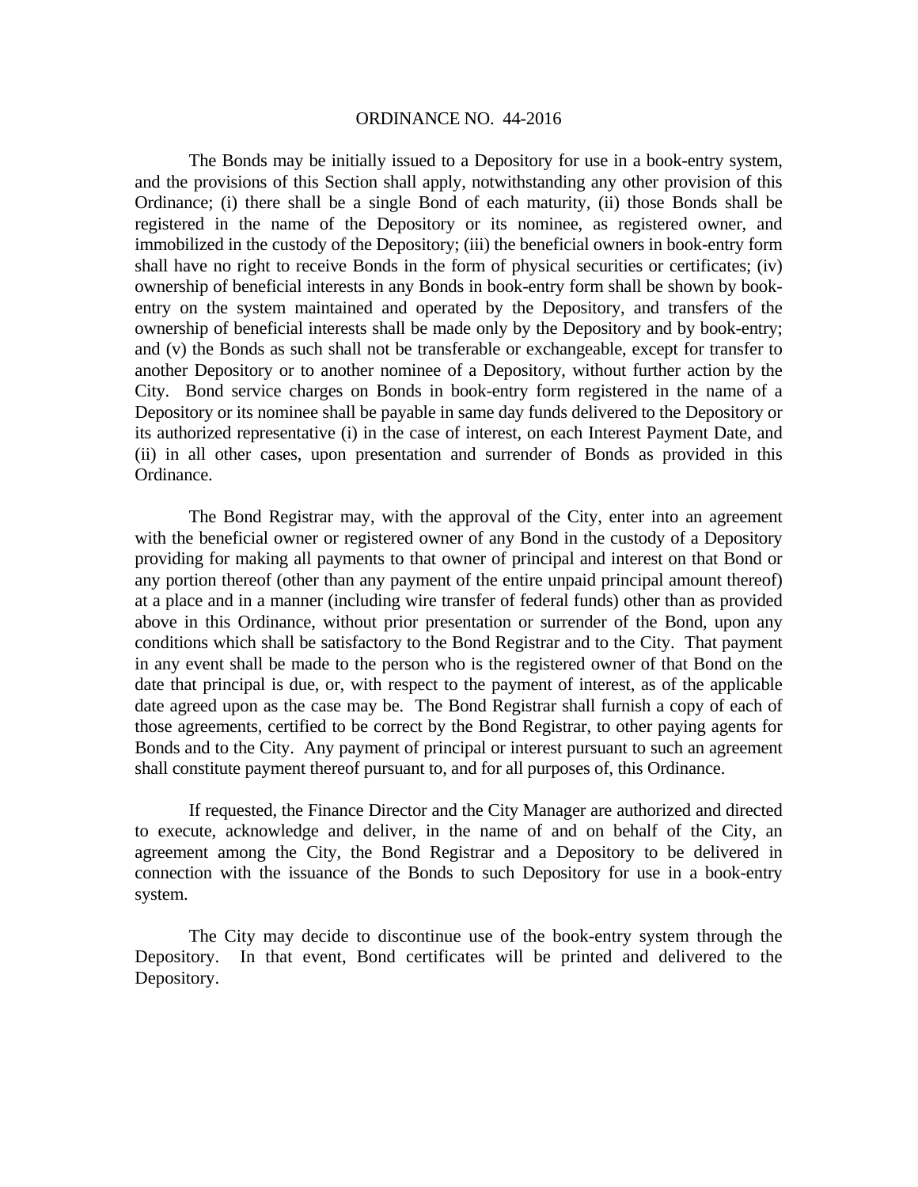The Bonds may be initially issued to a Depository for use in a book-entry system, and the provisions of this Section shall apply, notwithstanding any other provision of this Ordinance; (i) there shall be a single Bond of each maturity, (ii) those Bonds shall be registered in the name of the Depository or its nominee, as registered owner, and immobilized in the custody of the Depository; (iii) the beneficial owners in book-entry form shall have no right to receive Bonds in the form of physical securities or certificates; (iv) ownership of beneficial interests in any Bonds in book-entry form shall be shown by book-entry on the system maintained and operated by the Depository, and transfers of the ownership of beneficial interests shall be made only by the Depository and by book-entry; and (v) the Bonds as such shall not be transferable or exchangeable, except for transfer to another Depository or to another nominee of a Depository, without further action by the City. Bond service charges on Bonds in book-entry form registered in the name of a Depository or its nominee shall be payable in same day funds delivered to the Depository or its authorized representative (i) in the case of interest, on each Interest Payment Date, and (ii) in all other cases, upon presentation and surrender of Bonds as provided in this Ordinance.

The Bond Registrar may, with the approval of the City, enter into an agreement with the beneficial owner or registered owner of any Bond in the custody of a Depository providing for making all payments to that owner of principal and interest on that Bond or any portion thereof (other than any payment of the entire unpaid principal amount thereof) at a place and in a manner (including wire transfer of federal funds) other than as provided above in this Ordinance, without prior presentation or surrender of the Bond, upon any conditions which shall be satisfactory to the Bond Registrar and to the City. That payment in any event shall be made to the person who is the registered owner of that Bond on the date that principal is due, or, with respect to the payment of interest, as of the applicable date agreed upon as the case may be. The Bond Registrar shall furnish a copy of each of those agreements, certified to be correct by the Bond Registrar, to other paying agents for Bonds and to the City. Any payment of principal or interest pursuant to such an agreement shall constitute payment thereof pursuant to, and for all purposes of, this Ordinance.

If requested, the Finance Director and the City Manager are authorized and directed to execute, acknowledge and deliver, in the name of and on behalf of the City, an agreement among the City, the Bond Registrar and a Depository to be delivered in connection with the issuance of the Bonds to such Depository for use in a book-entry system.

The City may decide to discontinue use of the book-entry system through the Depository. In that event, Bond certificates will be printed and delivered to the Depository.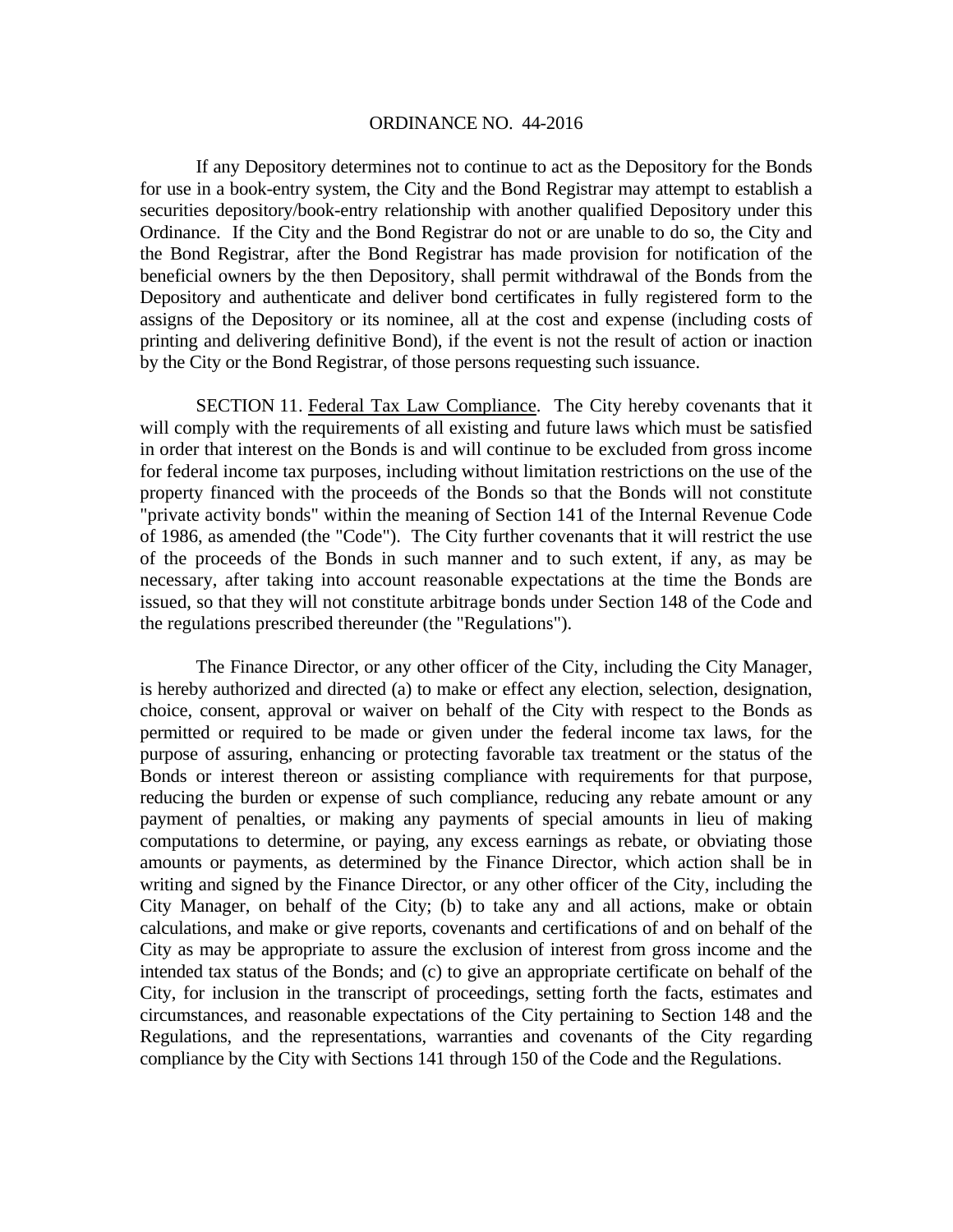ORDINANCE NO. 44-2016

If any Depository determines not to continue to act as the Depository for the Bonds for use in a book-entry system, the City and the Bond Registrar may attempt to establish a securities depository/book-entry relationship with another qualified Depository under this Ordinance. If the City and the Bond Registrar do not or are unable to do so, the City and the Bond Registrar, after the Bond Registrar has made provision for notification of the beneficial owners by the then Depository, shall permit withdrawal of the Bonds from the Depository and authenticate and deliver bond certificates in fully registered form to the assigns of the Depository or its nominee, all at the cost and expense (including costs of printing and delivering definitive Bond), if the event is not the result of action or inaction by the City or the Bond Registrar, of those persons requesting such issuance.

SECTION 11. Federal Tax Law Compliance. The City hereby covenants that it will comply with the requirements of all existing and future laws which must be satisfied in order that interest on the Bonds is and will continue to be excluded from gross income for federal income tax purposes, including without limitation restrictions on the use of the property financed with the proceeds of the Bonds so that the Bonds will not constitute "private activity bonds" within the meaning of Section 141 of the Internal Revenue Code of 1986, as amended (the "Code"). The City further covenants that it will restrict the use of the proceeds of the Bonds in such manner and to such extent, if any, as may be necessary, after taking into account reasonable expectations at the time the Bonds are issued, so that they will not constitute arbitrage bonds under Section 148 of the Code and the regulations prescribed thereunder (the "Regulations").

The Finance Director, or any other officer of the City, including the City Manager, is hereby authorized and directed (a) to make or effect any election, selection, designation, choice, consent, approval or waiver on behalf of the City with respect to the Bonds as permitted or required to be made or given under the federal income tax laws, for the purpose of assuring, enhancing or protecting favorable tax treatment or the status of the Bonds or interest thereon or assisting compliance with requirements for that purpose, reducing the burden or expense of such compliance, reducing any rebate amount or any payment of penalties, or making any payments of special amounts in lieu of making computations to determine, or paying, any excess earnings as rebate, or obviating those amounts or payments, as determined by the Finance Director, which action shall be in writing and signed by the Finance Director, or any other officer of the City, including the City Manager, on behalf of the City; (b) to take any and all actions, make or obtain calculations, and make or give reports, covenants and certifications of and on behalf of the City as may be appropriate to assure the exclusion of interest from gross income and the intended tax status of the Bonds; and (c) to give an appropriate certificate on behalf of the City, for inclusion in the transcript of proceedings, setting forth the facts, estimates and circumstances, and reasonable expectations of the City pertaining to Section 148 and the Regulations, and the representations, warranties and covenants of the City regarding compliance by the City with Sections 141 through 150 of the Code and the Regulations.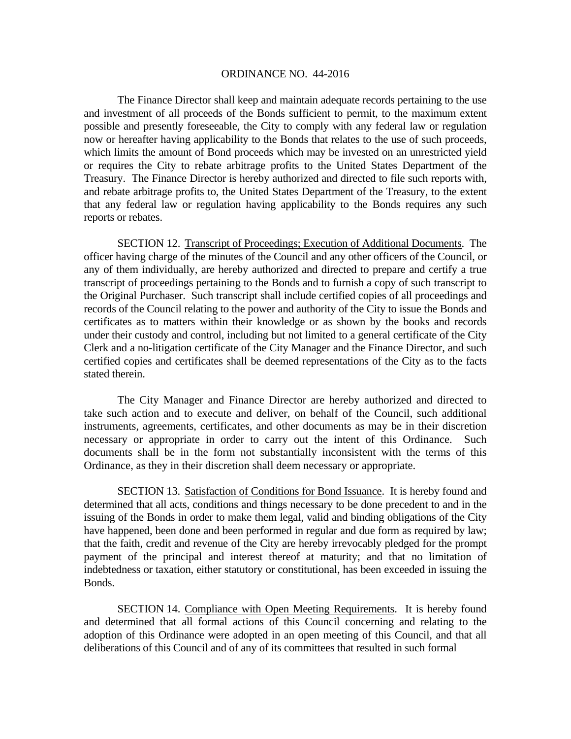ORDINANCE NO. 44-2016

The Finance Director shall keep and maintain adequate records pertaining to the use and investment of all proceeds of the Bonds sufficient to permit, to the maximum extent possible and presently foreseeable, the City to comply with any federal law or regulation now or hereafter having applicability to the Bonds that relates to the use of such proceeds, which limits the amount of Bond proceeds which may be invested on an unrestricted yield or requires the City to rebate arbitrage profits to the United States Department of the Treasury. The Finance Director is hereby authorized and directed to file such reports with, and rebate arbitrage profits to, the United States Department of the Treasury, to the extent that any federal law or regulation having applicability to the Bonds requires any such reports or rebates.

SECTION 12. Transcript of Proceedings; Execution of Additional Documents. The officer having charge of the minutes of the Council and any other officers of the Council, or any of them individually, are hereby authorized and directed to prepare and certify a true transcript of proceedings pertaining to the Bonds and to furnish a copy of such transcript to the Original Purchaser. Such transcript shall include certified copies of all proceedings and records of the Council relating to the power and authority of the City to issue the Bonds and certificates as to matters within their knowledge or as shown by the books and records under their custody and control, including but not limited to a general certificate of the City Clerk and a no-litigation certificate of the City Manager and the Finance Director, and such certified copies and certificates shall be deemed representations of the City as to the facts stated therein.

The City Manager and Finance Director are hereby authorized and directed to take such action and to execute and deliver, on behalf of the Council, such additional instruments, agreements, certificates, and other documents as may be in their discretion necessary or appropriate in order to carry out the intent of this Ordinance. Such documents shall be in the form not substantially inconsistent with the terms of this Ordinance, as they in their discretion shall deem necessary or appropriate.

SECTION 13. Satisfaction of Conditions for Bond Issuance. It is hereby found and determined that all acts, conditions and things necessary to be done precedent to and in the issuing of the Bonds in order to make them legal, valid and binding obligations of the City have happened, been done and been performed in regular and due form as required by law; that the faith, credit and revenue of the City are hereby irrevocably pledged for the prompt payment of the principal and interest thereof at maturity; and that no limitation of indebtedness or taxation, either statutory or constitutional, has been exceeded in issuing the Bonds.

SECTION 14. Compliance with Open Meeting Requirements. It is hereby found and determined that all formal actions of this Council concerning and relating to the adoption of this Ordinance were adopted in an open meeting of this Council, and that all deliberations of this Council and of any of its committees that resulted in such formal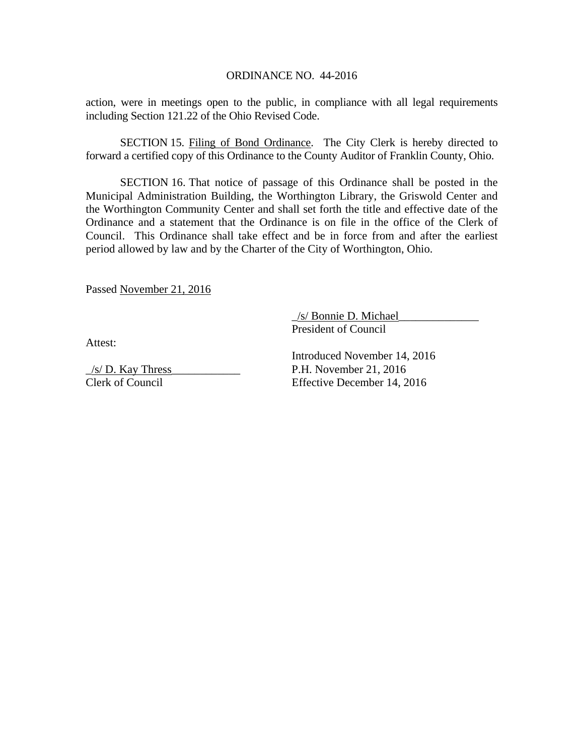action, were in meetings open to the public, in compliance with all legal requirements including Section 121.22 of the Ohio Revised Code.

SECTION 15. Filing of Bond Ordinance. The City Clerk is hereby directed to forward a certified copy of this Ordinance to the County Auditor of Franklin County, Ohio.

SECTION 16. That notice of passage of this Ordinance shall be posted in the Municipal Administration Building, the Worthington Library, the Griswold Center and the Worthington Community Center and shall set forth the title and effective date of the Ordinance and a statement that the Ordinance is on file in the office of the Clerk of Council. This Ordinance shall take effect and be in force from and after the earliest period allowed by law and by the Charter of the City of Worthington, Ohio.

Passed November 21, 2016

_/s/ Bonnie D. Michael______________
President of Council

Attest:

_/s/ D. Kay Thress____________
Clerk of Council

Introduced November 14, 2016
P.H. November 21, 2016
Effective December 14, 2016